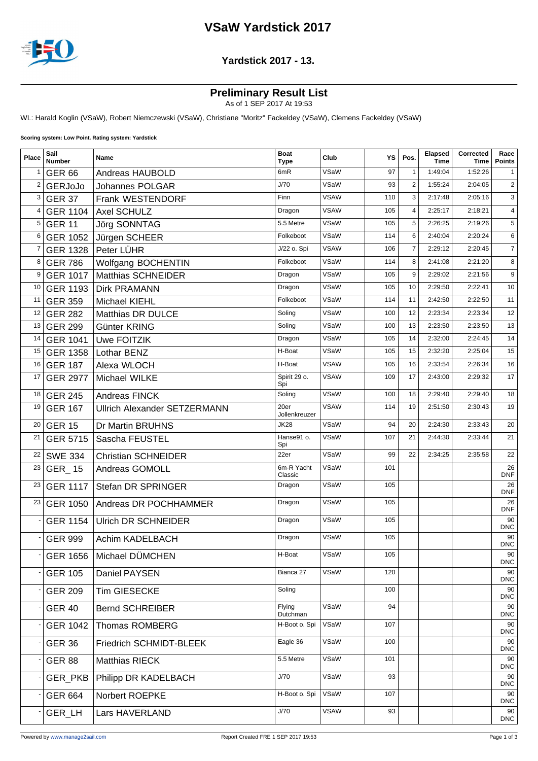# VSaW Yardstick 2017

## Yardstick 2017 - 13.

### Preliminary Result List

As of 1 SEP 2017 At 19:53

WL: Harald Koglin (VSaW), Robert Niemczewski (VSaW), Christiane "Moritz" Fackeldey (VSaW), Clemens Fackeldey (VSaW)

**Scoring system: Low Point. Rating system: Yardstick**

| Place | Sail Number | Name | Boat Type | Club | YS | Pos. | Elapsed Time | Corrected Time | Race Points |
|---|---|---|---|---|---|---|---|---|---|
| 1 | GER 66 | Andreas HAUBOLD | 6mR | VSaW | 97 | 1 | 1:49:04 | 1:52:26 | 1 |
| 2 | GERJoJo | Johannes POLGAR | J/70 | VSaW | 93 | 2 | 1:55:24 | 2:04:05 | 2 |
| 3 | GER 37 | Frank WESTENDORF | Finn | VSAW | 110 | 3 | 2:17:48 | 2:05:16 | 3 |
| 4 | GER 1104 | Axel SCHULZ | Dragon | VSAW | 105 | 4 | 2:25:17 | 2:18:21 | 4 |
| 5 | GER 11 | Jörg SONNTAG | 5.5 Metre | VSaW | 105 | 5 | 2:26:25 | 2:19:26 | 5 |
| 6 | GER 1052 | Jürgen SCHEER | Folkeboot | VSaW | 114 | 6 | 2:40:04 | 2:20:24 | 6 |
| 7 | GER 1328 | Peter LÜHR | J/22 o. Spi | VSAW | 106 | 7 | 2:29:12 | 2:20:45 | 7 |
| 8 | GER 786 | Wolfgang BOCHENTIN | Folkeboot | VSaW | 114 | 8 | 2:41:08 | 2:21:20 | 8 |
| 9 | GER 1017 | Matthias SCHNEIDER | Dragon | VSaW | 105 | 9 | 2:29:02 | 2:21:56 | 9 |
| 10 | GER 1193 | Dirk PRAMANN | Dragon | VSaW | 105 | 10 | 2:29:50 | 2:22:41 | 10 |
| 11 | GER 359 | Michael KIEHL | Folkeboot | VSaW | 114 | 11 | 2:42:50 | 2:22:50 | 11 |
| 12 | GER 282 | Matthias DR DULCE | Soling | VSaW | 100 | 12 | 2:23:34 | 2:23:34 | 12 |
| 13 | GER 299 | Günter KRING | Soling | VSaW | 100 | 13 | 2:23:50 | 2:23:50 | 13 |
| 14 | GER 1041 | Uwe FOITZIK | Dragon | VSaW | 105 | 14 | 2:32:00 | 2:24:45 | 14 |
| 15 | GER 1358 | Lothar BENZ | H-Boat | VSaW | 105 | 15 | 2:32:20 | 2:25:04 | 15 |
| 16 | GER 187 | Alexa WLOCH | H-Boat | VSAW | 105 | 16 | 2:33:54 | 2:26:34 | 16 |
| 17 | GER 2977 | Michael WILKE | Spirit 29 o. Spi | VSAW | 109 | 17 | 2:43:00 | 2:29:32 | 17 |
| 18 | GER 245 | Andreas FINCK | Soling | VSaW | 100 | 18 | 2:29:40 | 2:29:40 | 18 |
| 19 | GER 167 | Ullrich Alexander SETZERMANN | 20er Jollenkreuzer | VSAW | 114 | 19 | 2:51:50 | 2:30:43 | 19 |
| 20 | GER 15 | Dr Martin BRUHNS | JK28 | VSaW | 94 | 20 | 2:24:30 | 2:33:43 | 20 |
| 21 | GER 5715 | Sascha FEUSTEL | Hanse91 o. Spi | VSaW | 107 | 21 | 2:44:30 | 2:33:44 | 21 |
| 22 | SWE 334 | Christian SCHNEIDER | 22er | VSaW | 99 | 22 | 2:34:25 | 2:35:58 | 22 |
| 23 | GER_ 15 | Andreas GOMOLL | 6m-R Yacht Classic | VSaW | 101 | | | | 26 DNF |
| 23 | GER 1117 | Stefan DR SPRINGER | Dragon | VSaW | 105 | | | | 26 DNF |
| 23 | GER 1050 | Andreas DR POCHHAMMER | Dragon | VSaW | 105 | | | | 26 DNF |
| - | GER 1154 | Ulrich DR SCHNEIDER | Dragon | VSaW | 105 | | | | 90 DNC |
| - | GER 999 | Achim KADELBACH | Dragon | VSaW | 105 | | | | 90 DNC |
| - | GER 1656 | Michael DÜMCHEN | H-Boat | VSaW | 105 | | | | 90 DNC |
| - | GER 105 | Daniel PAYSEN | Bianca 27 | VSaW | 120 | | | | 90 DNC |
| - | GER 209 | Tim GIESECKE | Soling | | 100 | | | | 90 DNC |
| - | GER 40 | Bernd SCHREIBER | Flying Dutchman | VSaW | 94 | | | | 90 DNC |
| - | GER 1042 | Thomas ROMBERG | H-Boot o. Spi | VSaW | 107 | | | | 90 DNC |
| - | GER 36 | Friedrich SCHMIDT-BLEEK | Eagle 36 | VSaW | 100 | | | | 90 DNC |
| - | GER 88 | Matthias RIECK | 5.5 Metre | VSaW | 101 | | | | 90 DNC |
| - | GER_PKB | Philipp DR KADELBACH | J/70 | VSaW | 93 | | | | 90 DNC |
| - | GER 664 | Norbert ROEPKE | H-Boot o. Spi | VSaW | 107 | | | | 90 DNC |
| - | GER_LH | Lars HAVERLAND | J/70 | VSAW | 93 | | | | 90 DNC |

Powered by www.manage2sail.com — Report Created FRE 1 SEP 2017 19:53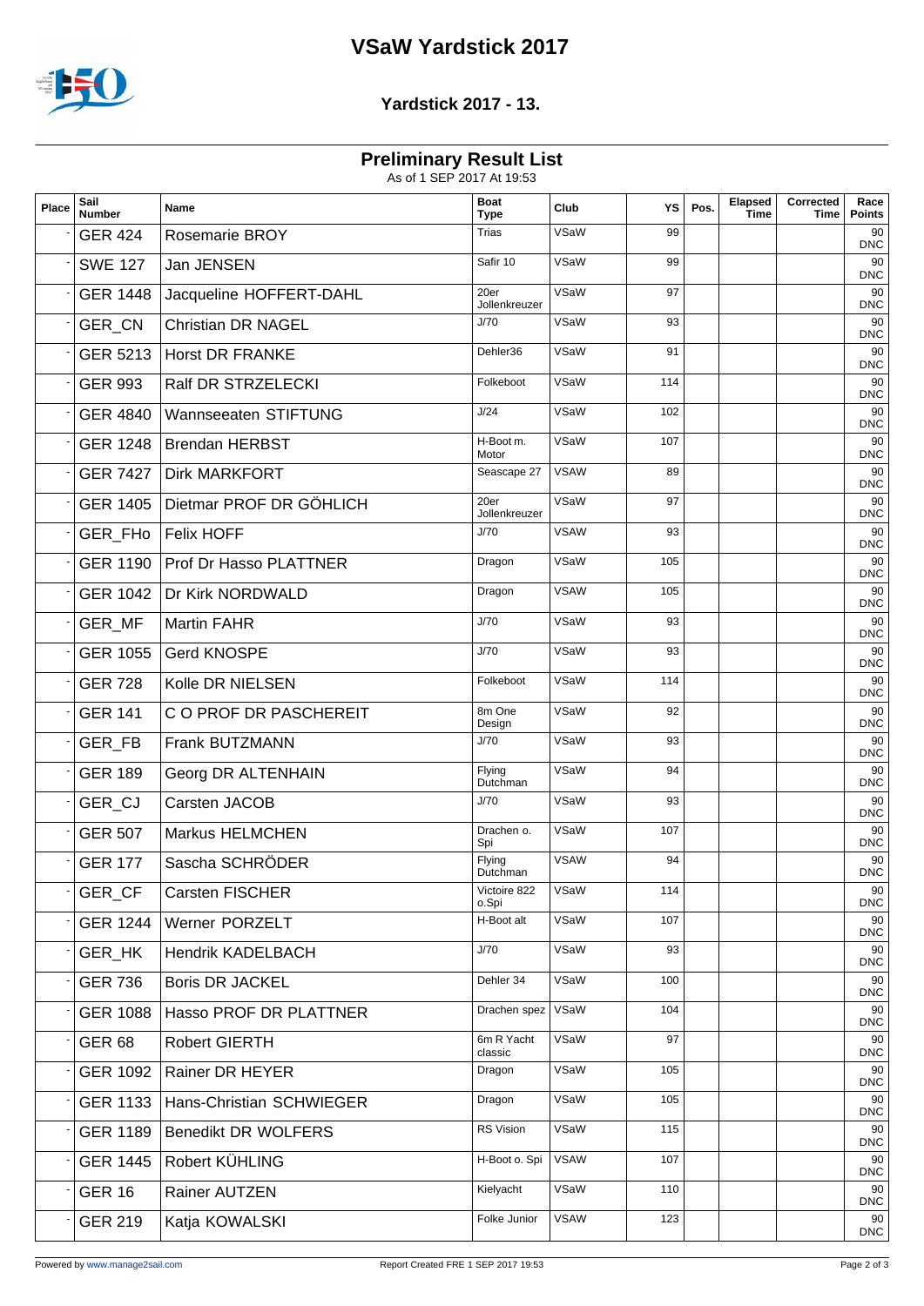# VSaW Yardstick 2017

## Yardstick 2017 - 13.

### Preliminary Result List

As of 1 SEP 2017 At 19:53

| Place | Sail Number | Name | Boat Type | Club | YS | Pos. | Elapsed Time | Corrected Time | Race Points |
|---|---|---|---|---|---|---|---|---|---|
| - | GER 424 | Rosemarie BROY | Trias | VSaW | 99 | | | | 90 DNC |
| - | SWE 127 | Jan JENSEN | Safir 10 | VSaW | 99 | | | | 90 DNC |
| - | GER 1448 | Jacqueline HOFFERT-DAHL | 20er Jollenkreuzer | VSaW | 97 | | | | 90 DNC |
| - | GER_CN | Christian DR NAGEL | J/70 | VSaW | 93 | | | | 90 DNC |
| - | GER 5213 | Horst DR FRANKE | Dehler36 | VSaW | 91 | | | | 90 DNC |
| - | GER 993 | Ralf DR STRZELECKI | Folkeboot | VSaW | 114 | | | | 90 DNC |
| - | GER 4840 | Wannseeaten STIFTUNG | J/24 | VSaW | 102 | | | | 90 DNC |
| - | GER 1248 | Brendan HERBST | H-Boot m. Motor | VSaW | 107 | | | | 90 DNC |
| - | GER 7427 | Dirk MARKFORT | Seascape 27 | VSAW | 89 | | | | 90 DNC |
| - | GER 1405 | Dietmar PROF DR GÖHLICH | 20er Jollenkreuzer | VSaW | 97 | | | | 90 DNC |
| - | GER_FHo | Felix HOFF | J/70 | VSAW | 93 | | | | 90 DNC |
| - | GER 1190 | Prof Dr Hasso PLATTNER | Dragon | VSaW | 105 | | | | 90 DNC |
| - | GER 1042 | Dr Kirk NORDWALD | Dragon | VSAW | 105 | | | | 90 DNC |
| - | GER_MF | Martin FAHR | J/70 | VSaW | 93 | | | | 90 DNC |
| - | GER 1055 | Gerd KNOSPE | J/70 | VSaW | 93 | | | | 90 DNC |
| - | GER 728 | Kolle DR NIELSEN | Folkeboot | VSaW | 114 | | | | 90 DNC |
| - | GER 141 | C O PROF DR PASCHEREIT | 8m One Design | VSaW | 92 | | | | 90 DNC |
| - | GER_FB | Frank BUTZMANN | J/70 | VSaW | 93 | | | | 90 DNC |
| - | GER 189 | Georg DR ALTENHAIN | Flying Dutchman | VSaW | 94 | | | | 90 DNC |
| - | GER_CJ | Carsten JACOB | J/70 | VSaW | 93 | | | | 90 DNC |
| - | GER 507 | Markus HELMCHEN | Drachen o. Spi | VSaW | 107 | | | | 90 DNC |
| - | GER 177 | Sascha SCHRÖDER | Flying Dutchman | VSAW | 94 | | | | 90 DNC |
| - | GER_CF | Carsten FISCHER | Victoire 822 o.Spi | VSaW | 114 | | | | 90 DNC |
| - | GER 1244 | Werner PORZELT | H-Boot alt | VSaW | 107 | | | | 90 DNC |
| - | GER_HK | Hendrik KADELBACH | J/70 | VSaW | 93 | | | | 90 DNC |
| - | GER 736 | Boris DR JACKEL | Dehler 34 | VSaW | 100 | | | | 90 DNC |
| - | GER 1088 | Hasso PROF DR PLATTNER | Drachen spez | VSaW | 104 | | | | 90 DNC |
| - | GER 68 | Robert GIERTH | 6m R Yacht classic | VSaW | 97 | | | | 90 DNC |
| - | GER 1092 | Rainer DR HEYER | Dragon | VSaW | 105 | | | | 90 DNC |
| - | GER 1133 | Hans-Christian SCHWIEGER | Dragon | VSaW | 105 | | | | 90 DNC |
| - | GER 1189 | Benedikt DR WOLFERS | RS Vision | VSaW | 115 | | | | 90 DNC |
| - | GER 1445 | Robert KÜHLING | H-Boot o. Spi | VSAW | 107 | | | | 90 DNC |
| - | GER 16 | Rainer AUTZEN | Kielyacht | VSaW | 110 | | | | 90 DNC |
| - | GER 219 | Katja KOWALSKI | Folke Junior | VSAW | 123 | | | | 90 DNC |

Powered by www.manage2sail.com — Report Created FRE 1 SEP 2017 19:53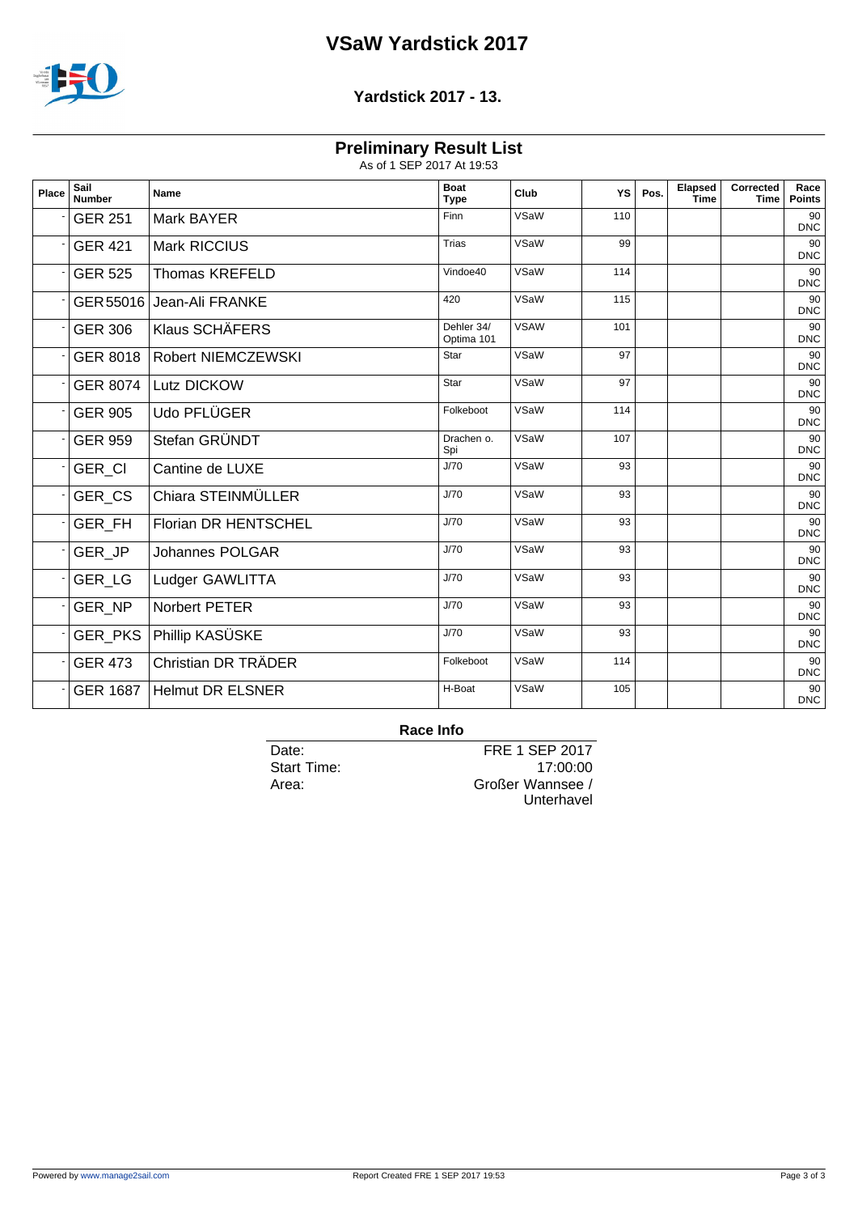# VSaW Yardstick 2017

## Yardstick 2017 - 13.

### Preliminary Result List

As of 1 SEP 2017 At 19:53

| Place | Sail Number | Name | Boat Type | Club | YS | Pos. | Elapsed Time | Corrected Time | Race Points |
|---|---|---|---|---|---|---|---|---|---|
| - | GER 251 | Mark BAYER | Finn | VSaW | 110 | | | | 90 DNC |
| - | GER 421 | Mark RICCIUS | Trias | VSaW | 99 | | | | 90 DNC |
| - | GER 525 | Thomas KREFELD | Vindoe40 | VSaW | 114 | | | | 90 DNC |
| - | GER 55016 | Jean-Ali FRANKE | 420 | VSaW | 115 | | | | 90 DNC |
| - | GER 306 | Klaus SCHÄFERS | Dehler 34/ Optima 101 | VSAW | 101 | | | | 90 DNC |
| - | GER 8018 | Robert NIEMCZEWSKI | Star | VSaW | 97 | | | | 90 DNC |
| - | GER 8074 | Lutz DICKOW | Star | VSaW | 97 | | | | 90 DNC |
| - | GER 905 | Udo PFLÜGER | Folkeboot | VSaW | 114 | | | | 90 DNC |
| - | GER 959 | Stefan GRÜNDT | Drachen o. Spi | VSaW | 107 | | | | 90 DNC |
| - | GER_CI | Cantine de LUXE | J/70 | VSaW | 93 | | | | 90 DNC |
| - | GER_CS | Chiara STEINMÜLLER | J/70 | VSaW | 93 | | | | 90 DNC |
| - | GER_FH | Florian DR HENTSCHEL | J/70 | VSaW | 93 | | | | 90 DNC |
| - | GER_JP | Johannes POLGAR | J/70 | VSaW | 93 | | | | 90 DNC |
| - | GER_LG | Ludger GAWLITTA | J/70 | VSaW | 93 | | | | 90 DNC |
| - | GER_NP | Norbert PETER | J/70 | VSaW | 93 | | | | 90 DNC |
| - | GER_PKS | Phillip KASÜSKE | J/70 | VSaW | 93 | | | | 90 DNC |
| - | GER 473 | Christian DR TRÄDER | Folkeboot | VSaW | 114 | | | | 90 DNC |
| - | GER 1687 | Helmut DR ELSNER | H-Boat | VSaW | 105 | | | | 90 DNC |

**Race Info**

| | |
|---|---|
| Date: | FRE 1 SEP 2017 |
| Start Time: | 17:00:00 |
| Area: | Großer Wannsee / Unterhavel |

Powered by www.manage2sail.com — Report Created FRE 1 SEP 2017 19:53